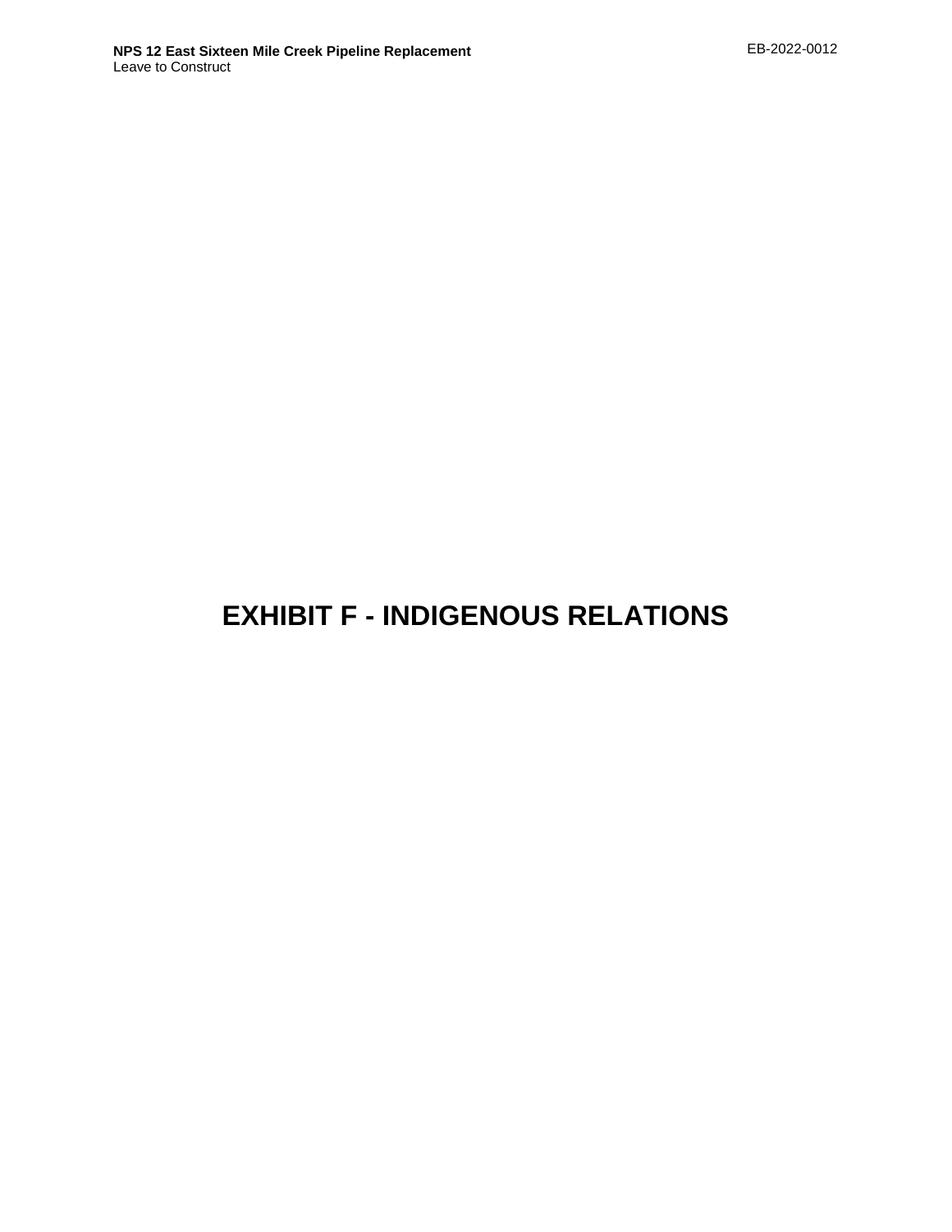# EXHIBIT F - INDIGENOUS RELATIONS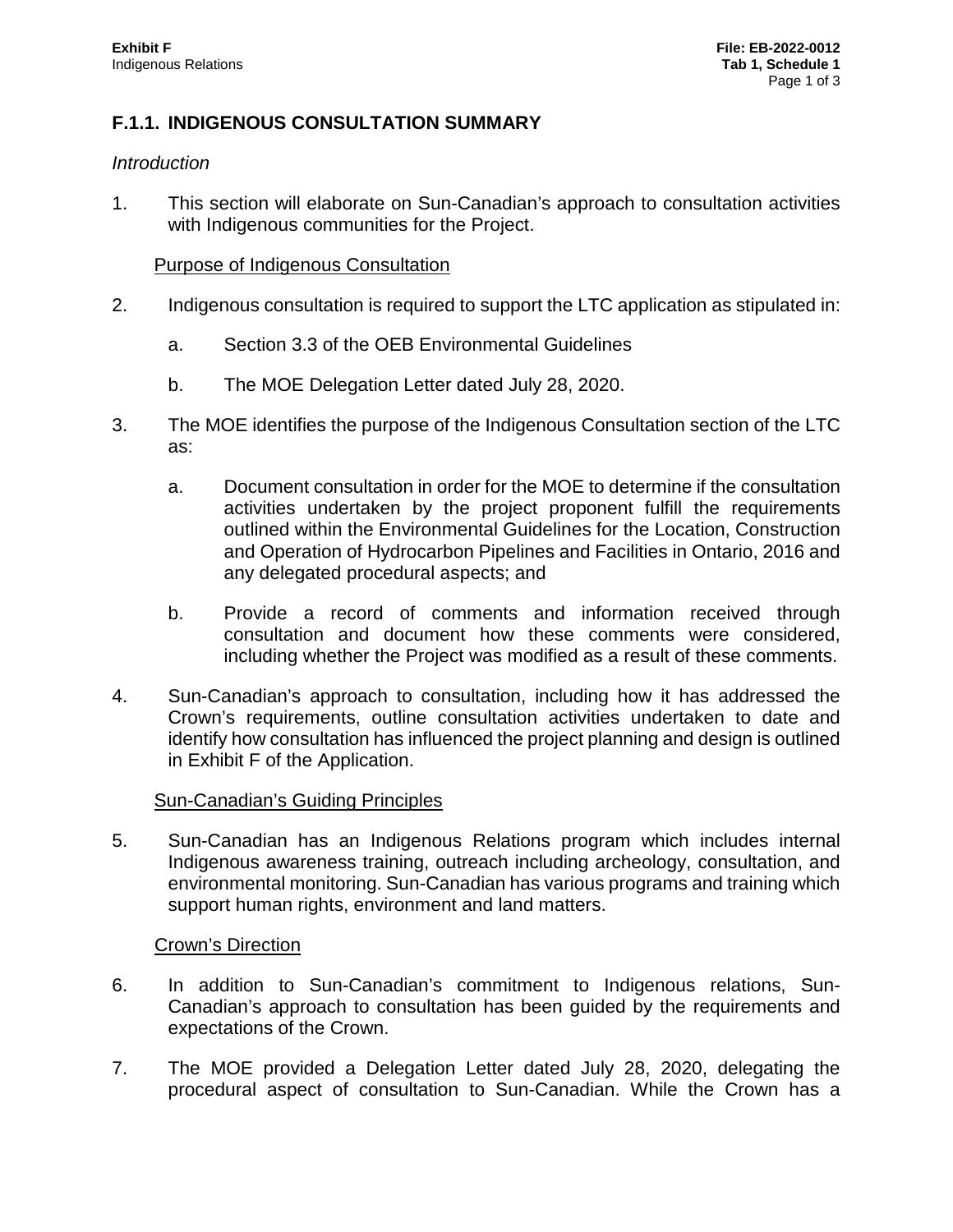## F.1.1. INDIGENOUS CONSULTATION SUMMARY

*Introduction*

1. This section will elaborate on Sun-Canadian's approach to consultation activities with Indigenous communities for the Project.

Purpose of Indigenous Consultation

2. Indigenous consultation is required to support the LTC application as stipulated in:

   a. Section 3.3 of the OEB Environmental Guidelines

   b. The MOE Delegation Letter dated July 28, 2020.

3. The MOE identifies the purpose of the Indigenous Consultation section of the LTC as:

   a. Document consultation in order for the MOE to determine if the consultation activities undertaken by the project proponent fulfill the requirements outlined within the Environmental Guidelines for the Location, Construction and Operation of Hydrocarbon Pipelines and Facilities in Ontario, 2016 and any delegated procedural aspects; and

   b. Provide a record of comments and information received through consultation and document how these comments were considered, including whether the Project was modified as a result of these comments.

4. Sun-Canadian's approach to consultation, including how it has addressed the Crown's requirements, outline consultation activities undertaken to date and identify how consultation has influenced the project planning and design is outlined in Exhibit F of the Application.

Sun-Canadian's Guiding Principles

5. Sun-Canadian has an Indigenous Relations program which includes internal Indigenous awareness training, outreach including archeology, consultation, and environmental monitoring. Sun-Canadian has various programs and training which support human rights, environment and land matters.

Crown's Direction

6. In addition to Sun-Canadian's commitment to Indigenous relations, Sun-Canadian's approach to consultation has been guided by the requirements and expectations of the Crown.

7. The MOE provided a Delegation Letter dated July 28, 2020, delegating the procedural aspect of consultation to Sun-Canadian. While the Crown has a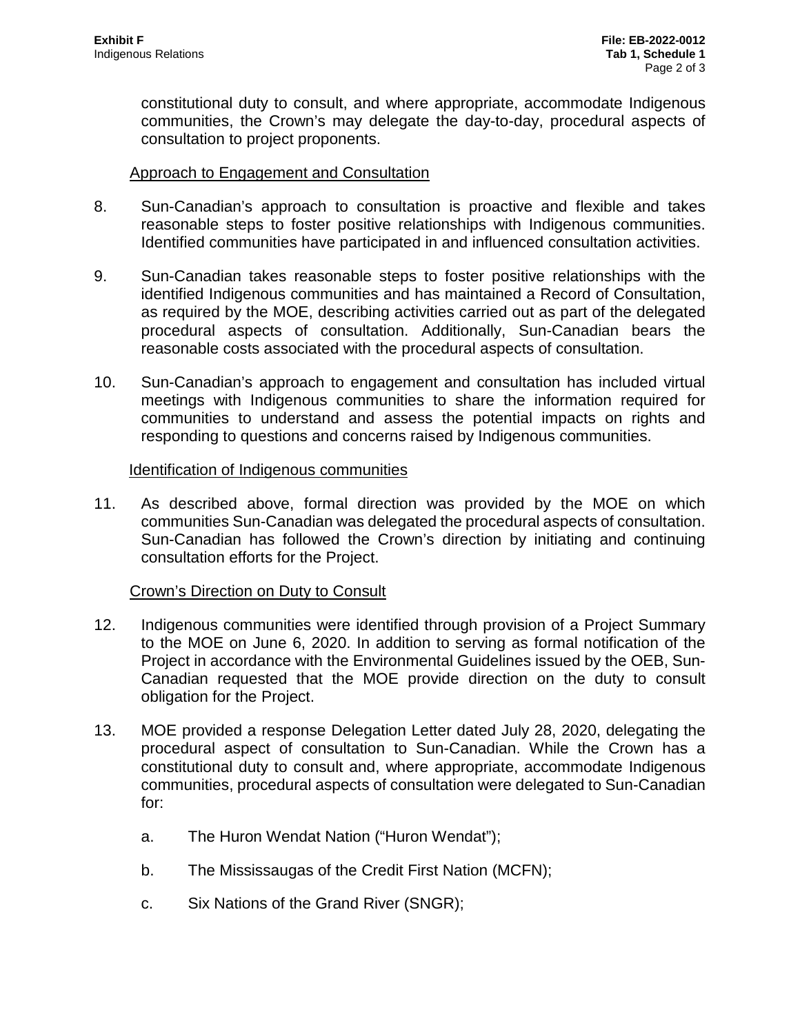constitutional duty to consult, and where appropriate, accommodate Indigenous communities, the Crown's may delegate the day-to-day, procedural aspects of consultation to project proponents.

<u>Approach to Engagement and Consultation</u>

8. Sun-Canadian's approach to consultation is proactive and flexible and takes reasonable steps to foster positive relationships with Indigenous communities. Identified communities have participated in and influenced consultation activities.

9. Sun-Canadian takes reasonable steps to foster positive relationships with the identified Indigenous communities and has maintained a Record of Consultation, as required by the MOE, describing activities carried out as part of the delegated procedural aspects of consultation. Additionally, Sun-Canadian bears the reasonable costs associated with the procedural aspects of consultation.

10. Sun-Canadian's approach to engagement and consultation has included virtual meetings with Indigenous communities to share the information required for communities to understand and assess the potential impacts on rights and responding to questions and concerns raised by Indigenous communities.

<u>Identification of Indigenous communities</u>

11. As described above, formal direction was provided by the MOE on which communities Sun-Canadian was delegated the procedural aspects of consultation. Sun-Canadian has followed the Crown's direction by initiating and continuing consultation efforts for the Project.

<u>Crown's Direction on Duty to Consult</u>

12. Indigenous communities were identified through provision of a Project Summary to the MOE on June 6, 2020. In addition to serving as formal notification of the Project in accordance with the Environmental Guidelines issued by the OEB, Sun-Canadian requested that the MOE provide direction on the duty to consult obligation for the Project.

13. MOE provided a response Delegation Letter dated July 28, 2020, delegating the procedural aspect of consultation to Sun-Canadian. While the Crown has a constitutional duty to consult and, where appropriate, accommodate Indigenous communities, procedural aspects of consultation were delegated to Sun-Canadian for:

    a. The Huron Wendat Nation ("Huron Wendat");

    b. The Mississaugas of the Credit First Nation (MCFN);

    c. Six Nations of the Grand River (SNGR);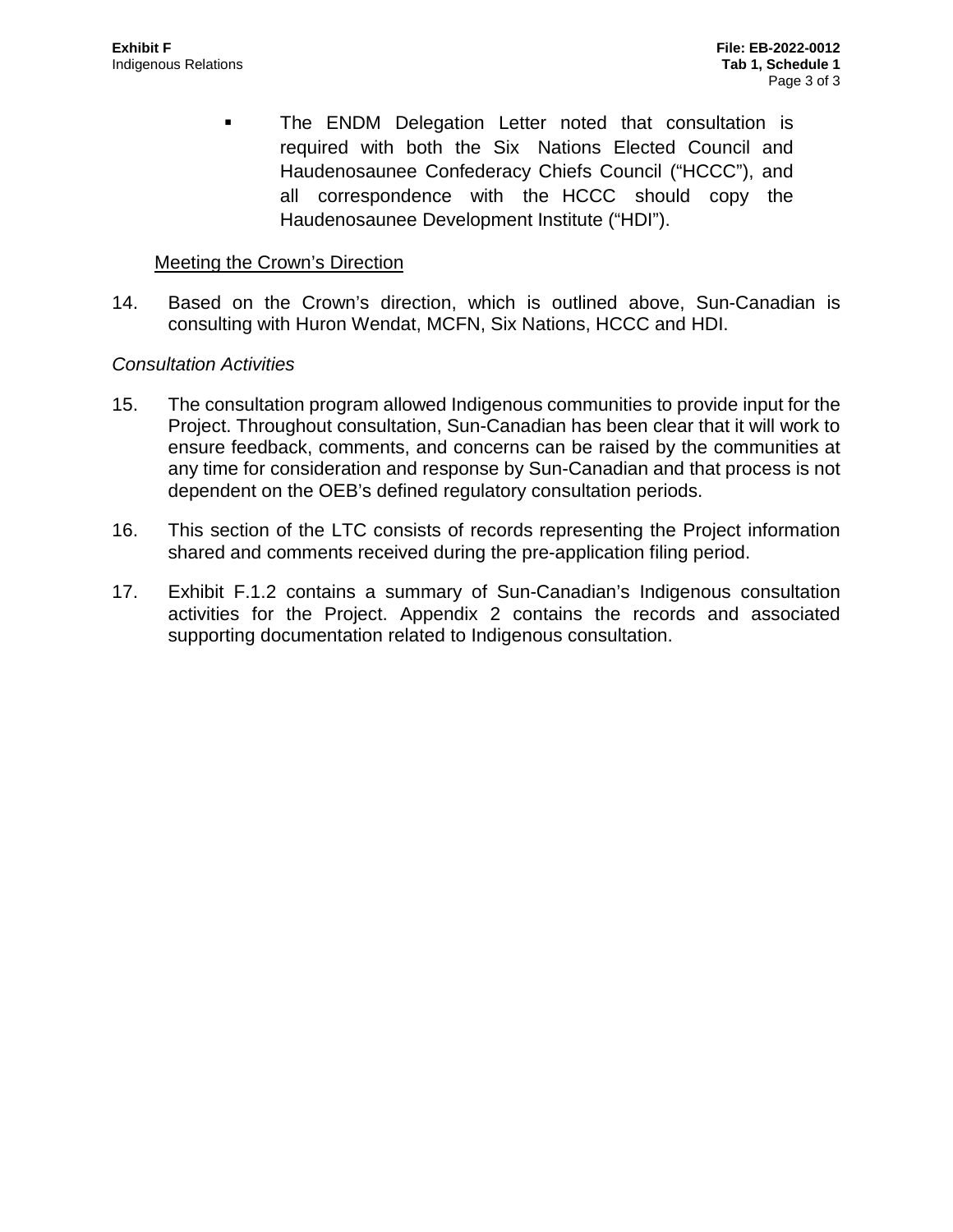- The ENDM Delegation Letter noted that consultation is required with both the Six Nations Elected Council and Haudenosaunee Confederacy Chiefs Council ("HCCC"), and all correspondence with the HCCC should copy the Haudenosaunee Development Institute ("HDI").

<u>Meeting the Crown's Direction</u>

14. Based on the Crown's direction, which is outlined above, Sun-Canadian is consulting with Huron Wendat, MCFN, Six Nations, HCCC and HDI.

*Consultation Activities*

15. The consultation program allowed Indigenous communities to provide input for the Project. Throughout consultation, Sun-Canadian has been clear that it will work to ensure feedback, comments, and concerns can be raised by the communities at any time for consideration and response by Sun-Canadian and that process is not dependent on the OEB's defined regulatory consultation periods.

16. This section of the LTC consists of records representing the Project information shared and comments received during the pre-application filing period.

17. Exhibit F.1.2 contains a summary of Sun-Canadian's Indigenous consultation activities for the Project. Appendix 2 contains the records and associated supporting documentation related to Indigenous consultation.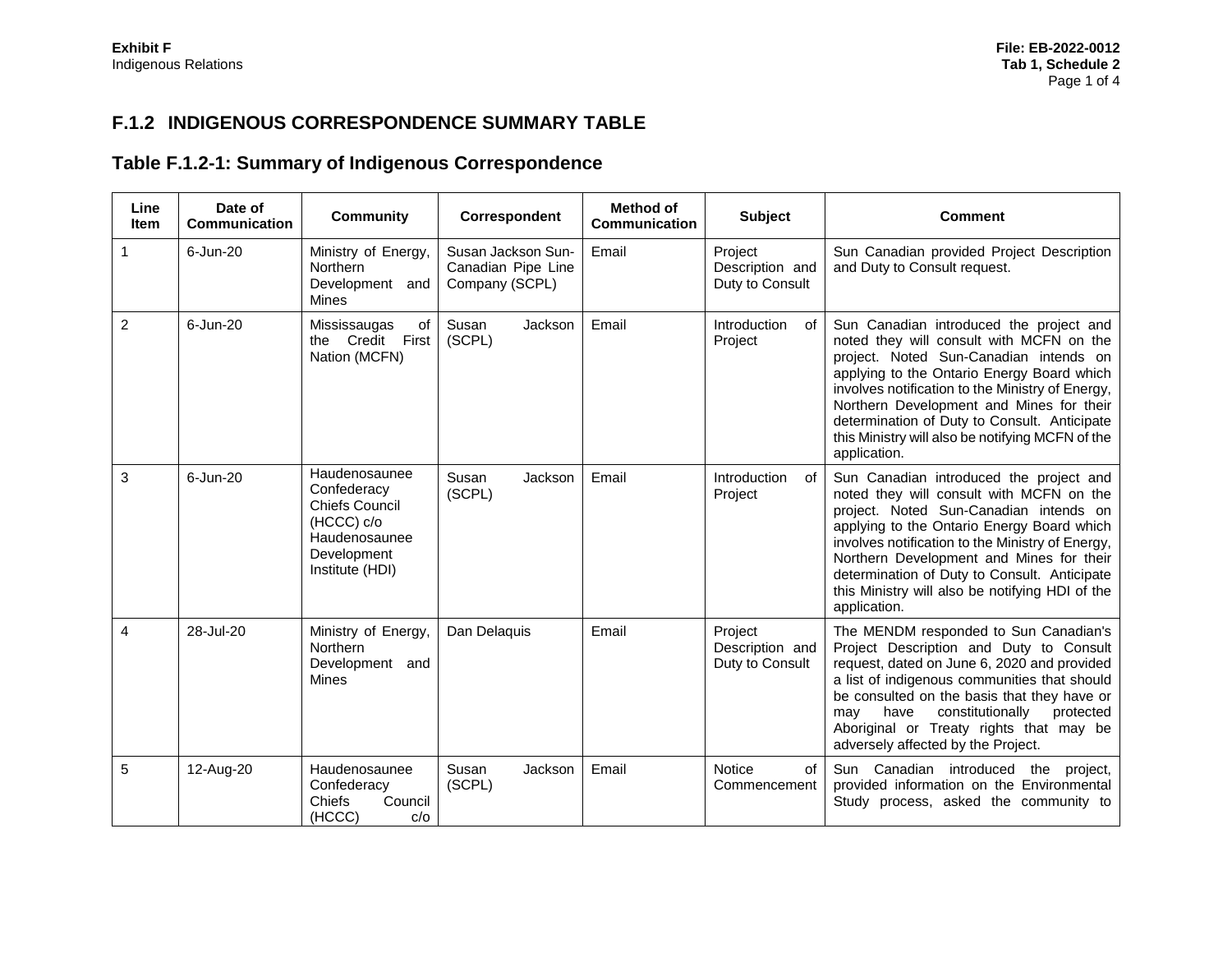## F.1.2 INDIGENOUS CORRESPONDENCE SUMMARY TABLE

### Table F.1.2-1: Summary of Indigenous Correspondence

| Line Item | Date of Communication | Community | Correspondent | Method of Communication | Subject | Comment |
|---|---|---|---|---|---|---|
| 1 | 6-Jun-20 | Ministry of Energy, Northern Development and Mines | Susan Jackson Sun-Canadian Pipe Line Company (SCPL) | Email | Project Description and Duty to Consult | Sun Canadian provided Project Description and Duty to Consult request. |
| 2 | 6-Jun-20 | Mississaugas of the Credit First Nation (MCFN) | Susan Jackson (SCPL) | Email | Introduction of Project | Sun Canadian introduced the project and noted they will consult with MCFN on the project. Noted Sun-Canadian intends on applying to the Ontario Energy Board which involves notification to the Ministry of Energy, Northern Development and Mines for their determination of Duty to Consult. Anticipate this Ministry will also be notifying MCFN of the application. |
| 3 | 6-Jun-20 | Haudenosaunee Confederacy Chiefs Council (HCCC) c/o Haudenosaunee Development Institute (HDI) | Susan Jackson (SCPL) | Email | Introduction of Project | Sun Canadian introduced the project and noted they will consult with MCFN on the project. Noted Sun-Canadian intends on applying to the Ontario Energy Board which involves notification to the Ministry of Energy, Northern Development and Mines for their determination of Duty to Consult. Anticipate this Ministry will also be notifying HDI of the application. |
| 4 | 28-Jul-20 | Ministry of Energy, Northern Development and Mines | Dan Delaquis | Email | Project Description and Duty to Consult | The MENDM responded to Sun Canadian's Project Description and Duty to Consult request, dated on June 6, 2020 and provided a list of indigenous communities that should be consulted on the basis that they have or may have constitutionally protected Aboriginal or Treaty rights that may be adversely affected by the Project. |
| 5 | 12-Aug-20 | Haudenosaunee Confederacy Chiefs Council (HCCC) c/o | Susan Jackson (SCPL) | Email | Notice of Commencement | Sun Canadian introduced the project, provided information on the Environmental Study process, asked the community to |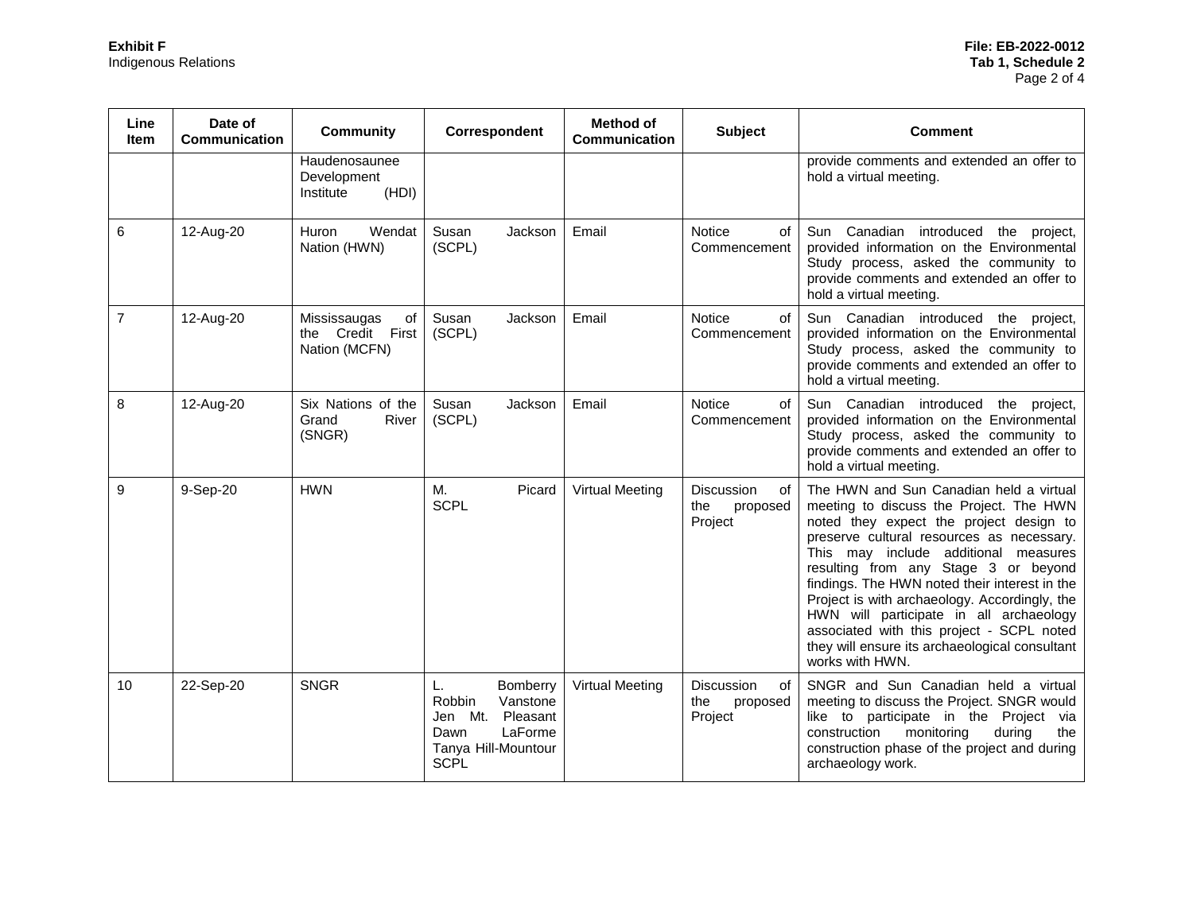| Line Item | Date of Communication | Community | Correspondent | Method of Communication | Subject | Comment |
|---|---|---|---|---|---|---|
| | | Haudenosaunee Development Institute (HDI) | | | | provide comments and extended an offer to hold a virtual meeting. |
| 6 | 12-Aug-20 | Huron Wendat Nation (HWN) | Susan Jackson (SCPL) | Email | Notice of Commencement | Sun Canadian introduced the project, provided information on the Environmental Study process, asked the community to provide comments and extended an offer to hold a virtual meeting. |
| 7 | 12-Aug-20 | Mississaugas of the Credit First Nation (MCFN) | Susan Jackson (SCPL) | Email | Notice of Commencement | Sun Canadian introduced the project, provided information on the Environmental Study process, asked the community to provide comments and extended an offer to hold a virtual meeting. |
| 8 | 12-Aug-20 | Six Nations of the Grand River (SNGR) | Susan Jackson (SCPL) | Email | Notice of Commencement | Sun Canadian introduced the project, provided information on the Environmental Study process, asked the community to provide comments and extended an offer to hold a virtual meeting. |
| 9 | 9-Sep-20 | HWN | M. Picard SCPL | Virtual Meeting | Discussion of the proposed Project | The HWN and Sun Canadian held a virtual meeting to discuss the Project. The HWN noted they expect the project design to preserve cultural resources as necessary. This may include additional measures resulting from any Stage 3 or beyond findings. The HWN noted their interest in the Project is with archaeology. Accordingly, the HWN will participate in all archaeology associated with this project - SCPL noted they will ensure its archaeological consultant works with HWN. |
| 10 | 22-Sep-20 | SNGR | L. Bomberry<br>Robbin Vanstone<br>Jen Mt. Pleasant<br>Dawn LaForme<br>Tanya Hill-Mountour<br>SCPL | Virtual Meeting | Discussion of the proposed Project | SNGR and Sun Canadian held a virtual meeting to discuss the Project. SNGR would like to participate in the Project via construction monitoring during the construction phase of the project and during archaeology work. |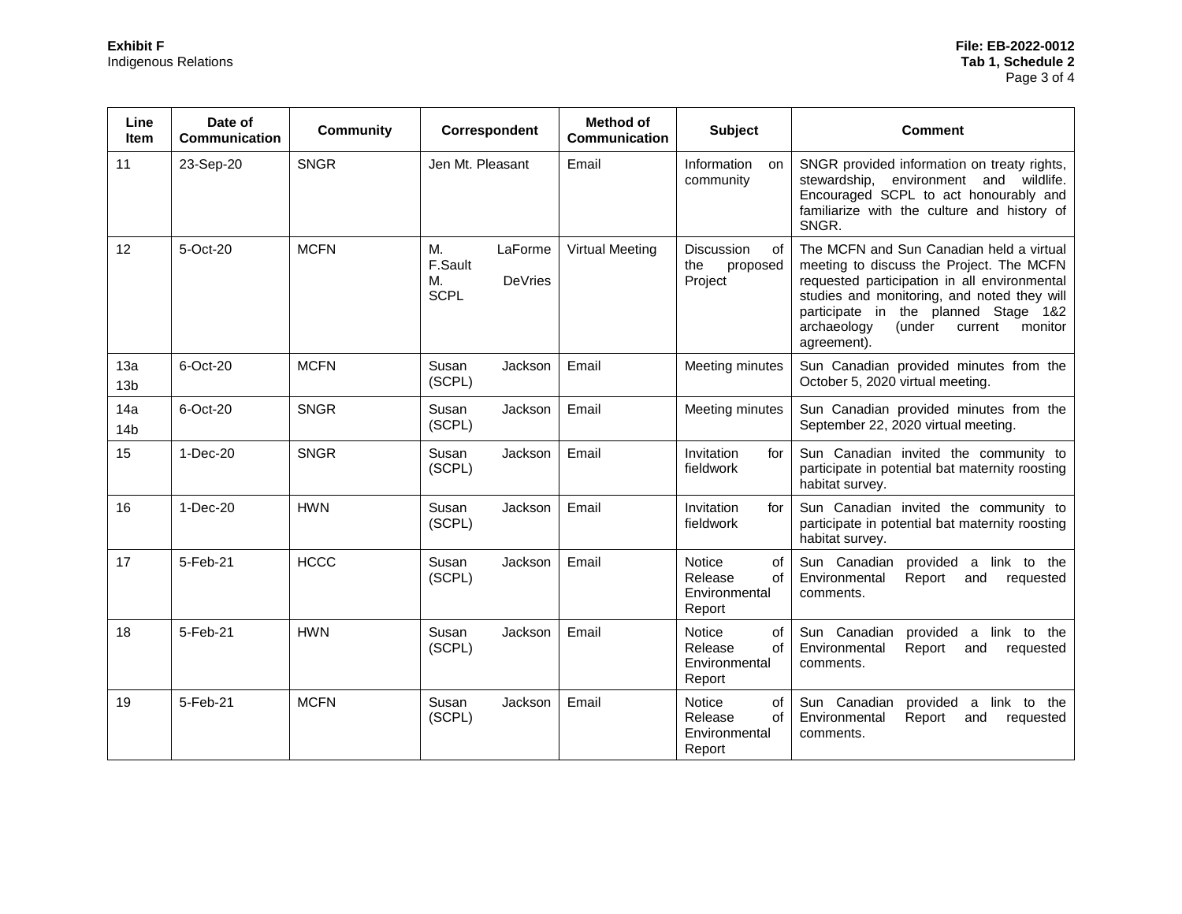| Line Item | Date of Communication | Community | Correspondent | Method of Communication | Subject | Comment |
|---|---|---|---|---|---|---|
| 11 | 23-Sep-20 | SNGR | Jen Mt. Pleasant | Email | Information on community | SNGR provided information on treaty rights, stewardship, environment and wildlife. Encouraged SCPL to act honourably and familiarize with the culture and history of SNGR. |
| 12 | 5-Oct-20 | MCFN | M. LaForme F.Sault M. DeVries SCPL | Virtual Meeting | Discussion of the proposed Project | The MCFN and Sun Canadian held a virtual meeting to discuss the Project. The MCFN requested participation in all environmental studies and monitoring, and noted they will participate in the planned Stage 1&2 archaeology (under current monitor agreement). |
| 13a 13b | 6-Oct-20 | MCFN | Susan Jackson (SCPL) | Email | Meeting minutes | Sun Canadian provided minutes from the October 5, 2020 virtual meeting. |
| 14a 14b | 6-Oct-20 | SNGR | Susan Jackson (SCPL) | Email | Meeting minutes | Sun Canadian provided minutes from the September 22, 2020 virtual meeting. |
| 15 | 1-Dec-20 | SNGR | Susan Jackson (SCPL) | Email | Invitation for fieldwork | Sun Canadian invited the community to participate in potential bat maternity roosting habitat survey. |
| 16 | 1-Dec-20 | HWN | Susan Jackson (SCPL) | Email | Invitation for fieldwork | Sun Canadian invited the community to participate in potential bat maternity roosting habitat survey. |
| 17 | 5-Feb-21 | HCCC | Susan Jackson (SCPL) | Email | Notice of Release of Environmental Report | Sun Canadian provided a link to the Environmental Report and requested comments. |
| 18 | 5-Feb-21 | HWN | Susan Jackson (SCPL) | Email | Notice of Release of Environmental Report | Sun Canadian provided a link to the Environmental Report and requested comments. |
| 19 | 5-Feb-21 | MCFN | Susan Jackson (SCPL) | Email | Notice of Release of Environmental Report | Sun Canadian provided a link to the Environmental Report and requested comments. |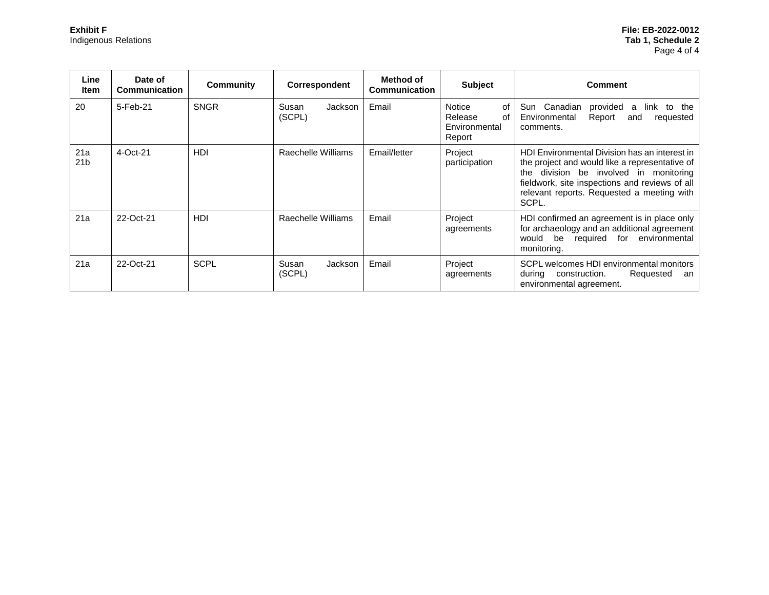| Line Item | Date of Communication | Community | Correspondent | Method of Communication | Subject | Comment |
|---|---|---|---|---|---|---|
| 20 | 5-Feb-21 | SNGR | Susan Jackson (SCPL) | Email | Notice of Release of Environmental Report | Sun Canadian provided a link to the Environmental Report and requested comments. |
| 21a 21b | 4-Oct-21 | HDI | Raechelle Williams | Email/letter | Project participation | HDI Environmental Division has an interest in the project and would like a representative of the division be involved in monitoring fieldwork, site inspections and reviews of all relevant reports. Requested a meeting with SCPL. |
| 21a | 22-Oct-21 | HDI | Raechelle Williams | Email | Project agreements | HDI confirmed an agreement is in place only for archaeology and an additional agreement would be required for environmental monitoring. |
| 21a | 22-Oct-21 | SCPL | Susan Jackson (SCPL) | Email | Project agreements | SCPL welcomes HDI environmental monitors during construction. Requested an environmental agreement. |